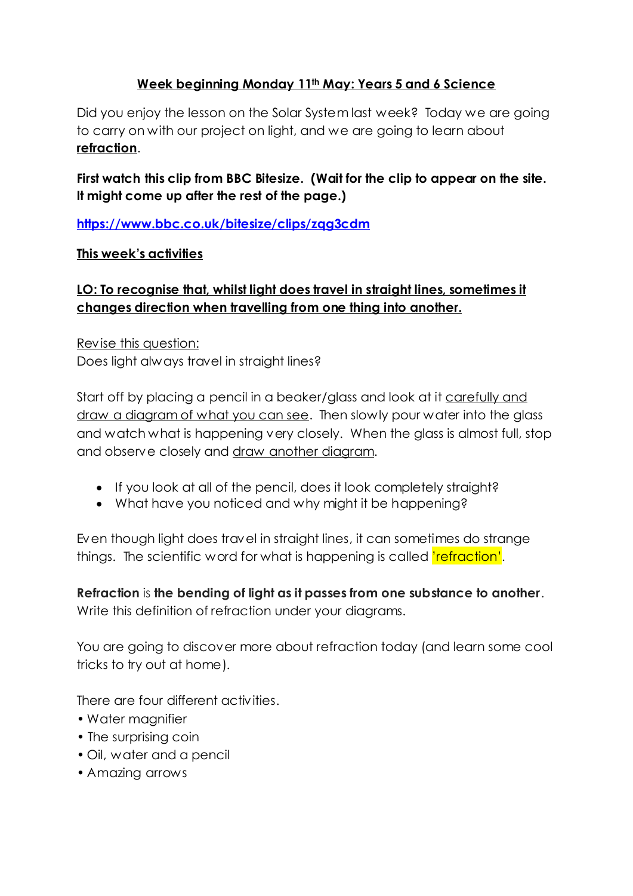## Week beginning Monday 11th May: Years 5 and 6 Science

Did you enjoy the lesson on the Solar System last week? Today we are going to carry on with our project on light, and we are going to learn about **refraction**.

**First watch this clip from BBC Bitesize. (Wait for the clip to appear on the site. It might come up after the rest of the page.)**

**https://www.bbc.co.uk/bitesize/clips/zqg3cdm**

**This week's activities**

**LO: To recognise that, whilst light does travel in straight lines, sometimes it changes direction when travelling from one thing into another.**

Revise this question:
Does light always travel in straight lines?

Start off by placing a pencil in a beaker/glass and look at it carefully and draw a diagram of what you can see. Then slowly pour water into the glass and watch what is happening very closely. When the glass is almost full, stop and observe closely and draw another diagram.

- If you look at all of the pencil, does it look completely straight?
- What have you noticed and why might it be happening?

Even though light does travel in straight lines, it can sometimes do strange things. The scientific word for what is happening is called 'refraction'.

**Refraction** is **the bending of light as it passes from one substance to another**. Write this definition of refraction under your diagrams.

You are going to discover more about refraction today (and learn some cool tricks to try out at home).

There are four different activities.

- Water magnifier
- The surprising coin
- Oil, water and a pencil
- Amazing arrows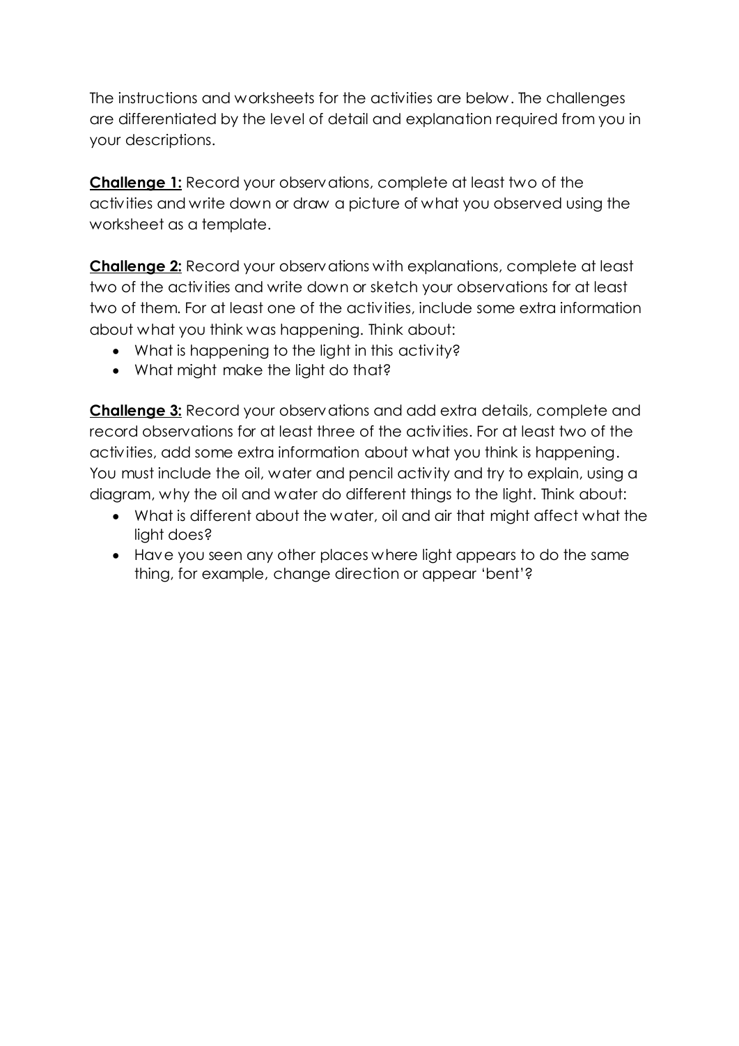The instructions and worksheets for the activities are below. The challenges are differentiated by the level of detail and explanation required from you in your descriptions.

**Challenge 1:** Record your observations, complete at least two of the activities and write down or draw a picture of what you observed using the worksheet as a template.

**Challenge 2:** Record your observations with explanations, complete at least two of the activities and write down or sketch your observations for at least two of them. For at least one of the activities, include some extra information about what you think was happening. Think about:

- What is happening to the light in this activity?
- What might make the light do that?

**Challenge 3:** Record your observations and add extra details, complete and record observations for at least three of the activities. For at least two of the activities, add some extra information about what you think is happening. You must include the oil, water and pencil activity and try to explain, using a diagram, why the oil and water do different things to the light. Think about:

- What is different about the water, oil and air that might affect what the light does?
- Have you seen any other places where light appears to do the same thing, for example, change direction or appear 'bent'?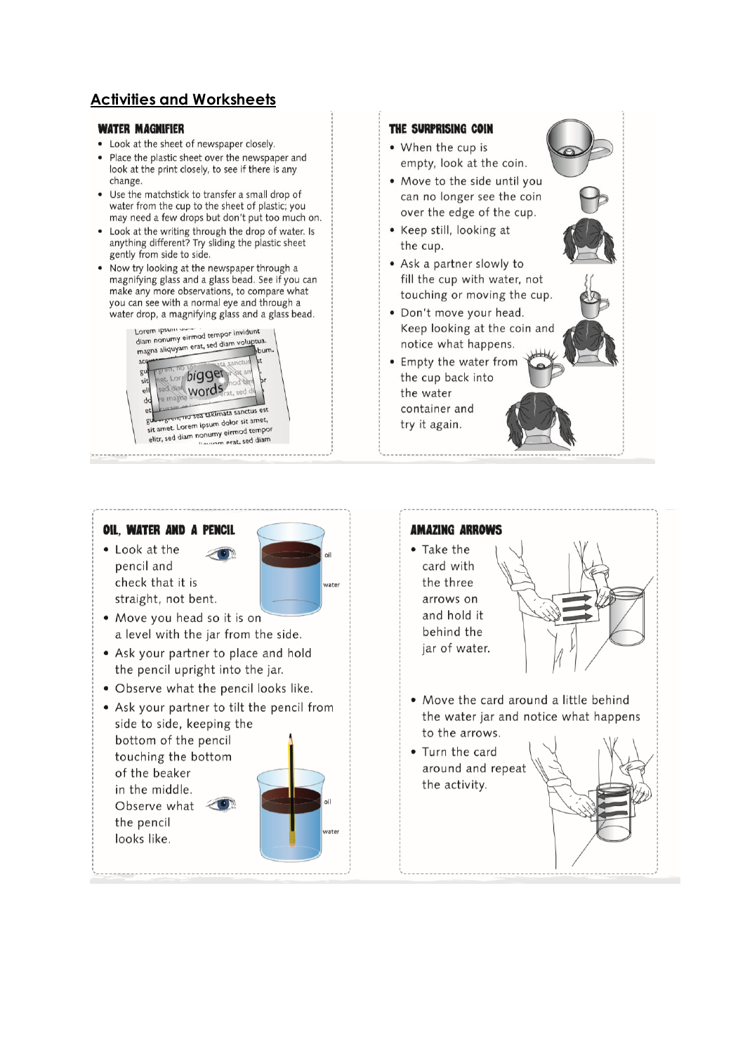## Activities and Worksheets

### WATER MAGNIFIER

- Look at the sheet of newspaper closely.
- Place the plastic sheet over the newspaper and look at the print closely, to see if there is any change.
- Use the matchstick to transfer a small drop of water from the cup to the sheet of plastic; you may need a few drops but don't put too much on.
- Look at the writing through the drop of water. Is anything different? Try sliding the plastic sheet gently from side to side.
- Now try looking at the newspaper through a magnifying glass and a glass bead. See if you can make any more observations, to compare what you can see with a normal eye and through a water drop, a magnifying glass and a glass bead.

### THE SURPRISING COIN

- When the cup is empty, look at the coin.
- Move to the side until you can no longer see the coin over the edge of the cup.
- Keep still, looking at the cup.
- Ask a partner slowly to fill the cup with water, not touching or moving the cup.
- Don't move your head. Keep looking at the coin and notice what happens.
- Empty the water from the cup back into the water container and try it again.

### OIL, WATER AND A PENCIL

- Look at the pencil and check that it is straight, not bent.
- Move you head so it is on a level with the jar from the side.
- Ask your partner to place and hold the pencil upright into the jar.
- Observe what the pencil looks like.
- Ask your partner to tilt the pencil from side to side, keeping the bottom of the pencil touching the bottom of the beaker in the middle. Observe what the pencil looks like.

### AMAZING ARROWS

- Take the card with the three arrows on and hold it behind the jar of water.
- Move the card around a little behind the water jar and notice what happens to the arrows.
- Turn the card around and repeat the activity.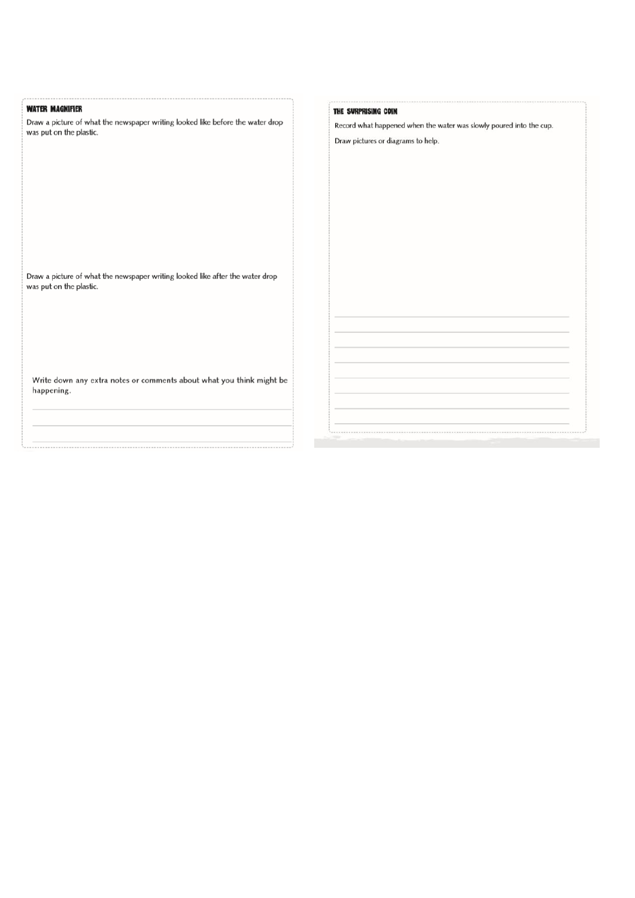## WATER MAGNIFIER

Draw a picture of what the newspaper writing looked like before the water drop was put on the plastic.

Draw a picture of what the newspaper writing looked like after the water drop was put on the plastic.

Write down any extra notes or comments about what you think might be happening.

## THE SURPRISING COIN

Record what happened when the water was slowly poured into the cup.

Draw pictures or diagrams to help.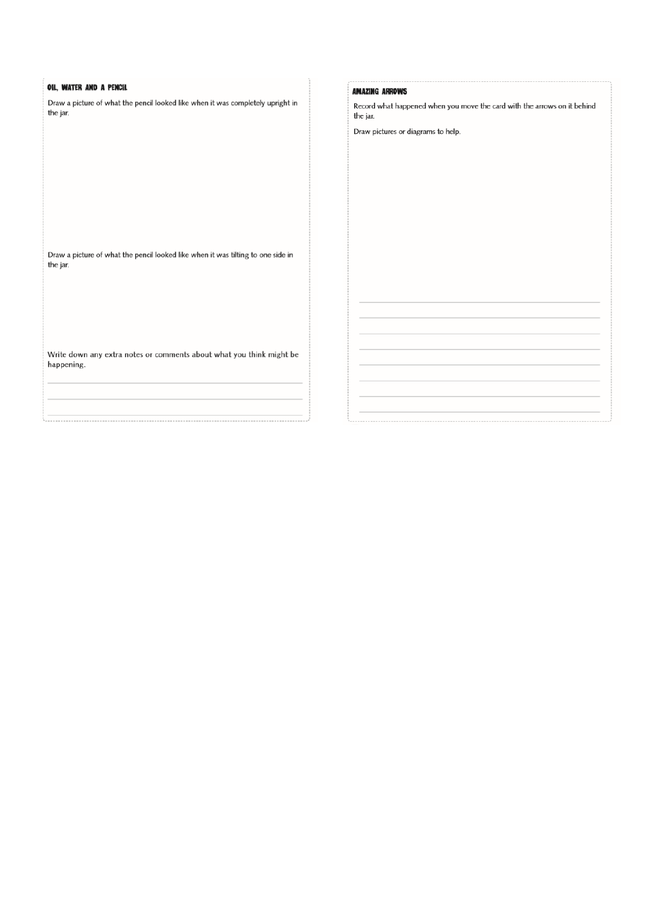## OIL, WATER AND A PENCIL

Draw a picture of what the pencil looked like when it was completely upright in the jar.

Draw a picture of what the pencil looked like when it was tilting to one side in the jar.

Write down any extra notes or comments about what you think might be happening.

## AMAZING ARROWS

Record what happened when you move the card with the arrows on it behind the jar.

Draw pictures or diagrams to help.